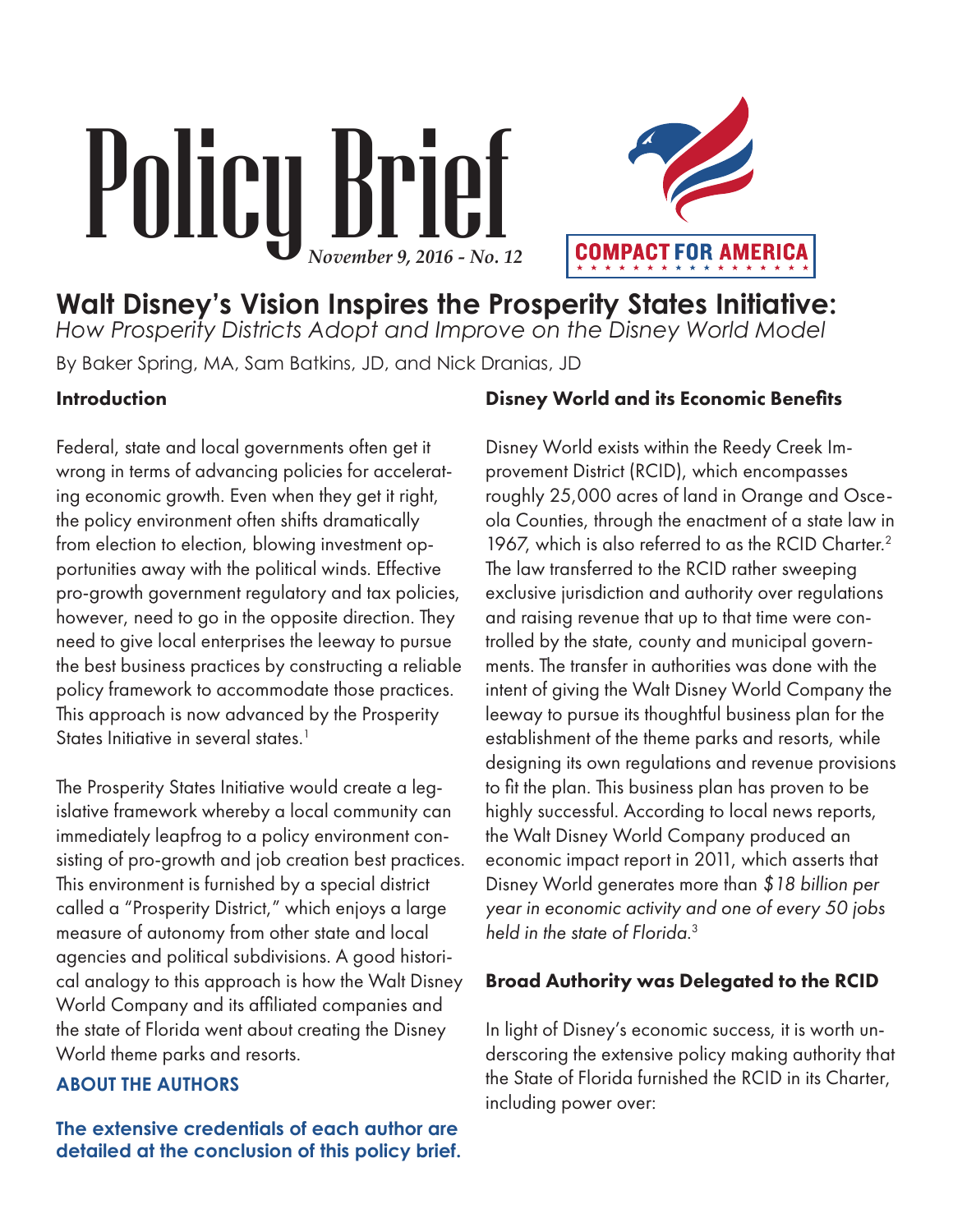# Policy Brief

*November 9, 2016 - No. 12*

COMPACT FOR AMERICA

## Walt Disney's Vision Inspires the Prosperity States Initiative:

*How Prosperity Districts Adopt and Improve on the Disney World Model*

By Baker Spring, MA, Sam Batkins, JD, and Nick Dranias, JD

### Introduction

Federal, state and local governments often get it wrong in terms of advancing policies for accelerating economic growth. Even when they get it right, the policy environment often shifts dramatically from election to election, blowing investment opportunities away with the political winds. Effective pro-growth government regulatory and tax policies, however, need to go in the opposite direction. They need to give local enterprises the leeway to pursue the best business practices by constructing a reliable policy framework to accommodate those practices. This approach is now advanced by the Prosperity States Initiative in several states.[1]

The Prosperity States Initiative would create a legislative framework whereby a local community can immediately leapfrog to a policy environment consisting of pro-growth and job creation best practices. This environment is furnished by a special district called a "Prosperity District," which enjoys a large measure of autonomy from other state and local agencies and political subdivisions. A good historical analogy to this approach is how the Walt Disney World Company and its affiliated companies and the state of Florida went about creating the Disney World theme parks and resorts.

**ABOUT THE AUTHORS**

**The extensive credentials of each author are detailed at the conclusion of this policy brief.**

### Disney World and its Economic Benefits

Disney World exists within the Reedy Creek Improvement District (RCID), which encompasses roughly 25,000 acres of land in Orange and Osceola Counties, through the enactment of a state law in 1967, which is also referred to as the RCID Charter.[2] The law transferred to the RCID rather sweeping exclusive jurisdiction and authority over regulations and raising revenue that up to that time were controlled by the state, county and municipal governments. The transfer in authorities was done with the intent of giving the Walt Disney World Company the leeway to pursue its thoughtful business plan for the establishment of the theme parks and resorts, while designing its own regulations and revenue provisions to fit the plan. This business plan has proven to be highly successful. According to local news reports, the Walt Disney World Company produced an economic impact report in 2011, which asserts that Disney World generates more than *$18 billion per year in economic activity and one of every 50 jobs held in the state of Florida.*[3]

### Broad Authority was Delegated to the RCID

In light of Disney's economic success, it is worth underscoring the extensive policy making authority that the State of Florida furnished the RCID in its Charter, including power over: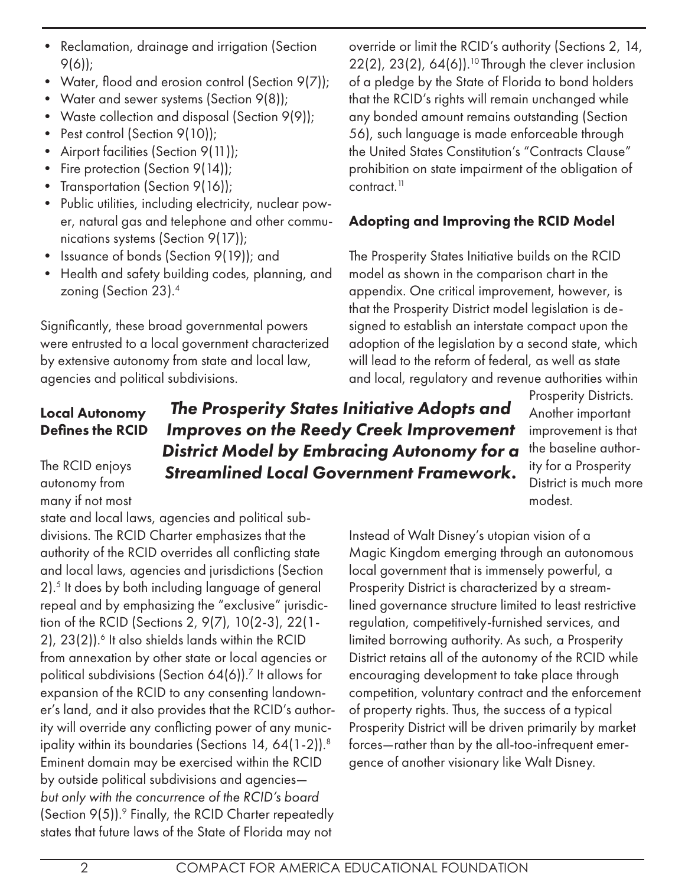- Reclamation, drainage and irrigation (Section 9(6));
- Water, flood and erosion control (Section 9(7));
- Water and sewer systems (Section 9(8));
- Waste collection and disposal (Section 9(9));
- Pest control (Section 9(10));
- Airport facilities (Section 9(11));
- Fire protection (Section 9(14));
- Transportation (Section 9(16));
- Public utilities, including electricity, nuclear power, natural gas and telephone and other communications systems (Section 9(17));
- Issuance of bonds (Section 9(19)); and
- Health and safety building codes, planning, and zoning (Section 23).[4]

Significantly, these broad governmental powers were entrusted to a local government characterized by extensive autonomy from state and local law, agencies and political subdivisions.

**Local Autonomy Defines the RCID**

The RCID enjoys autonomy from many if not most state and local laws, agencies and political subdivisions. The RCID Charter emphasizes that the authority of the RCID overrides all conflicting state and local laws, agencies and jurisdictions (Section 2).[5] It does by both including language of general repeal and by emphasizing the "exclusive" jurisdiction of the RCID (Sections 2, 9(7), 10(2-3), 22(1-2), 23(2)).[6] It also shields lands within the RCID from annexation by other state or local agencies or political subdivisions (Section 64(6)).[7] It allows for expansion of the RCID to any consenting landowner's land, and it also provides that the RCID's authority will override any conflicting power of any municipality within its boundaries (Sections 14, 64(1-2)).[8] Eminent domain may be exercised within the RCID by outside political subdivisions and agencies—*but only with the concurrence of the RCID's board* (Section 9(5)).[9] Finally, the RCID Charter repeatedly states that future laws of the State of Florida may not override or limit the RCID's authority (Sections 2, 14, 22(2), 23(2), 64(6)).[10] Through the clever inclusion of a pledge by the State of Florida to bond holders that the RCID's rights will remain unchanged while any bonded amount remains outstanding (Section 56), such language is made enforceable through the United States Constitution's "Contracts Clause" prohibition on state impairment of the obligation of contract.[11]

***The Prosperity States Initiative Adopts and Improves on the Reedy Creek Improvement District Model by Embracing Autonomy for a Streamlined Local Government Framework.***

**Adopting and Improving the RCID Model**

The Prosperity States Initiative builds on the RCID model as shown in the comparison chart in the appendix. One critical improvement, however, is that the Prosperity District model legislation is designed to establish an interstate compact upon the adoption of the legislation by a second state, which will lead to the reform of federal, as well as state and local, regulatory and revenue authorities within Prosperity Districts. Another important improvement is that the baseline authority for a Prosperity District is much more modest.

Instead of Walt Disney's utopian vision of a Magic Kingdom emerging through an autonomous local government that is immensely powerful, a Prosperity District is characterized by a streamlined governance structure limited to least restrictive regulation, competitively-furnished services, and limited borrowing authority. As such, a Prosperity District retains all of the autonomy of the RCID while encouraging development to take place through competition, voluntary contract and the enforcement of property rights. Thus, the success of a typical Prosperity District will be driven primarily by market forces—rather than by the all-too-infrequent emergence of another visionary like Walt Disney.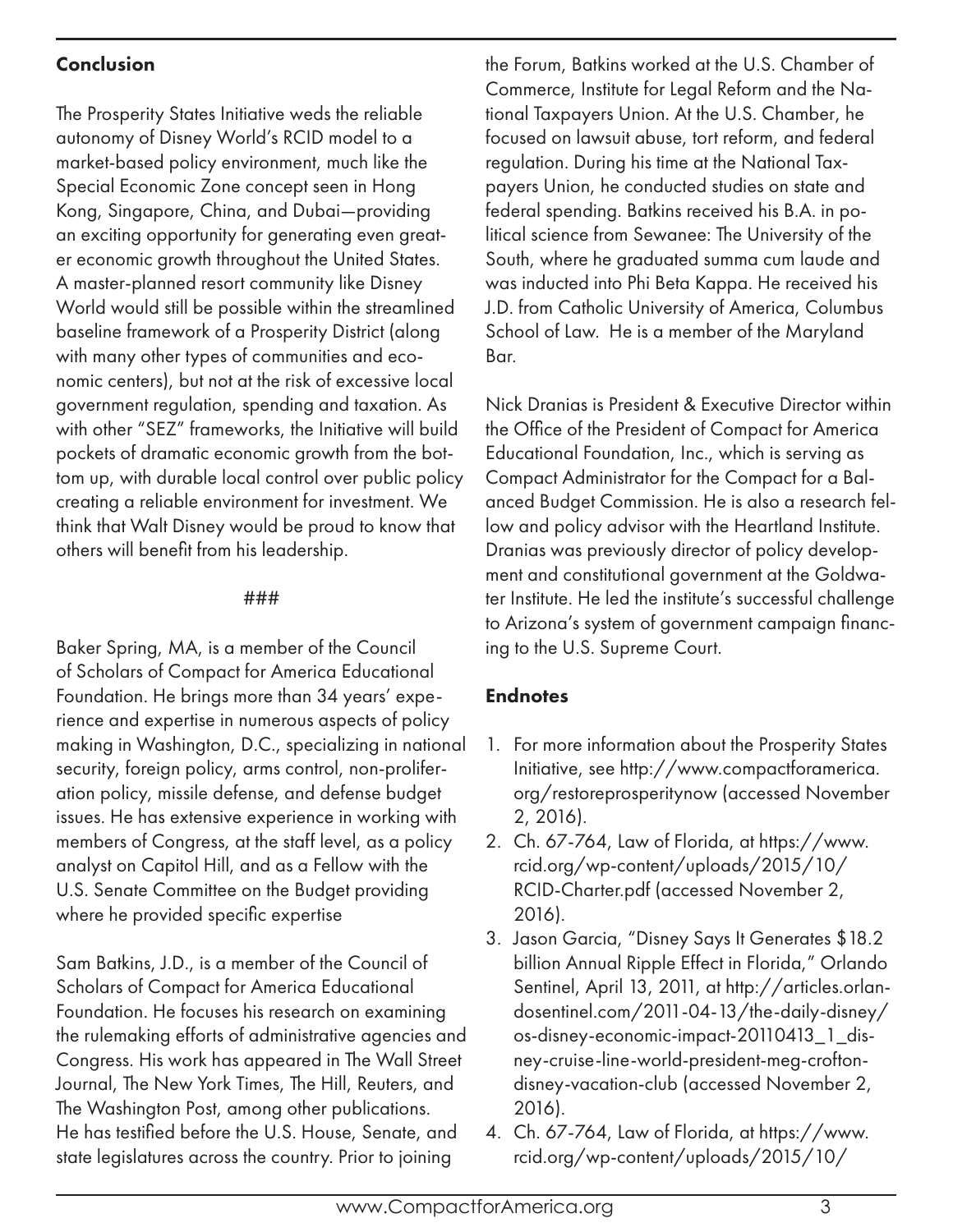## Conclusion

The Prosperity States Initiative weds the reliable autonomy of Disney World's RCID model to a market-based policy environment, much like the Special Economic Zone concept seen in Hong Kong, Singapore, China, and Dubai—providing an exciting opportunity for generating even greater economic growth throughout the United States. A master-planned resort community like Disney World would still be possible within the streamlined baseline framework of a Prosperity District (along with many other types of communities and economic centers), but not at the risk of excessive local government regulation, spending and taxation. As with other "SEZ" frameworks, the Initiative will build pockets of dramatic economic growth from the bottom up, with durable local control over public policy creating a reliable environment for investment. We think that Walt Disney would be proud to know that others will benefit from his leadership.

###

Baker Spring, MA, is a member of the Council of Scholars of Compact for America Educational Foundation. He brings more than 34 years' experience and expertise in numerous aspects of policy making in Washington, D.C., specializing in national security, foreign policy, arms control, non-proliferation policy, missile defense, and defense budget issues. He has extensive experience in working with members of Congress, at the staff level, as a policy analyst on Capitol Hill, and as a Fellow with the U.S. Senate Committee on the Budget providing where he provided specific expertise

Sam Batkins, J.D., is a member of the Council of Scholars of Compact for America Educational Foundation. He focuses his research on examining the rulemaking efforts of administrative agencies and Congress. His work has appeared in The Wall Street Journal, The New York Times, The Hill, Reuters, and The Washington Post, among other publications. He has testified before the U.S. House, Senate, and state legislatures across the country. Prior to joining the Forum, Batkins worked at the U.S. Chamber of Commerce, Institute for Legal Reform and the National Taxpayers Union. At the U.S. Chamber, he focused on lawsuit abuse, tort reform, and federal regulation. During his time at the National Taxpayers Union, he conducted studies on state and federal spending. Batkins received his B.A. in political science from Sewanee: The University of the South, where he graduated summa cum laude and was inducted into Phi Beta Kappa. He received his J.D. from Catholic University of America, Columbus School of Law. He is a member of the Maryland Bar.

Nick Dranias is President & Executive Director within the Office of the President of Compact for America Educational Foundation, Inc., which is serving as Compact Administrator for the Compact for a Balanced Budget Commission. He is also a research fellow and policy advisor with the Heartland Institute. Dranias was previously director of policy development and constitutional government at the Goldwater Institute. He led the institute's successful challenge to Arizona's system of government campaign financing to the U.S. Supreme Court.

## Endnotes

1. For more information about the Prosperity States Initiative, see http://www.compactforamerica.org/restoreprosperitynow (accessed November 2, 2016).
2. Ch. 67-764, Law of Florida, at https://www.rcid.org/wp-content/uploads/2015/10/RCID-Charter.pdf (accessed November 2, 2016).
3. Jason Garcia, "Disney Says It Generates $18.2 billion Annual Ripple Effect in Florida," Orlando Sentinel, April 13, 2011, at http://articles.orlandosentinel.com/2011-04-13/the-daily-disney/os-disney-economic-impact-20110413_1_disney-cruise-line-world-president-meg-crofton-disney-vacation-club (accessed November 2, 2016).
4. Ch. 67-764, Law of Florida, at https://www.rcid.org/wp-content/uploads/2015/10/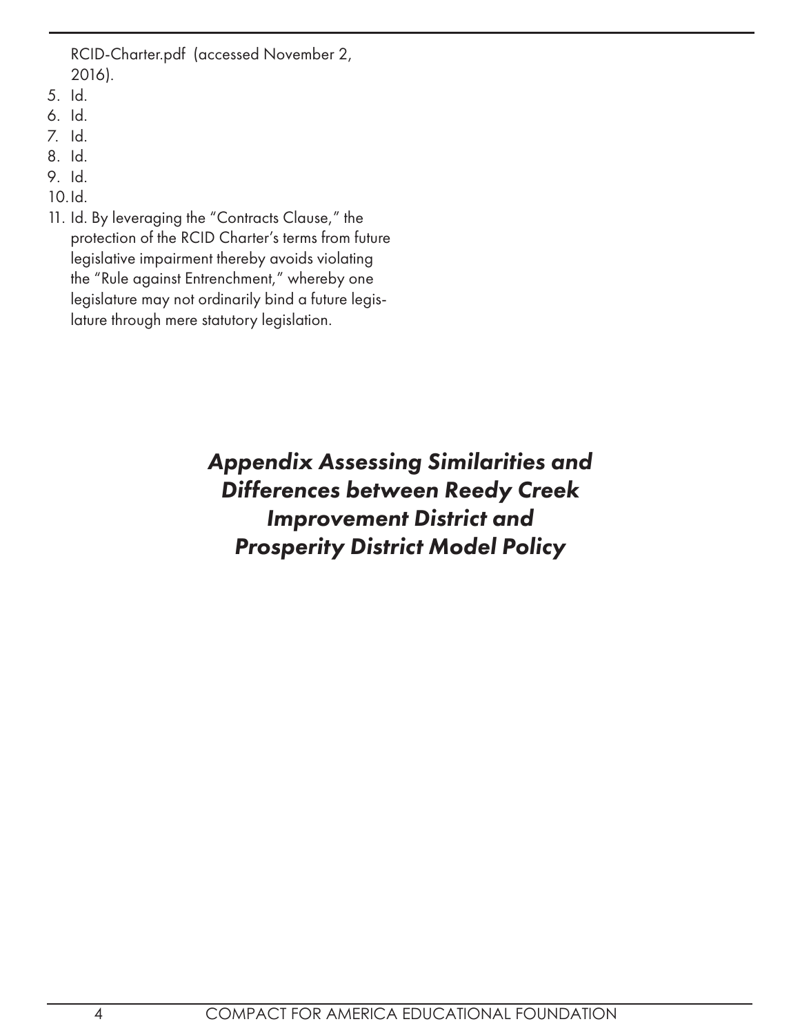RCID-Charter.pdf (accessed November 2, 2016).

5. Id.
6. Id.
7. Id.
8. Id.
9. Id.
10. Id.
11. Id. By leveraging the "Contracts Clause," the protection of the RCID Charter's terms from future legislative impairment thereby avoids violating the "Rule against Entrenchment," whereby one legislature may not ordinarily bind a future legislature through mere statutory legislation.

## *Appendix Assessing Similarities and Differences between Reedy Creek Improvement District and Prosperity District Model Policy*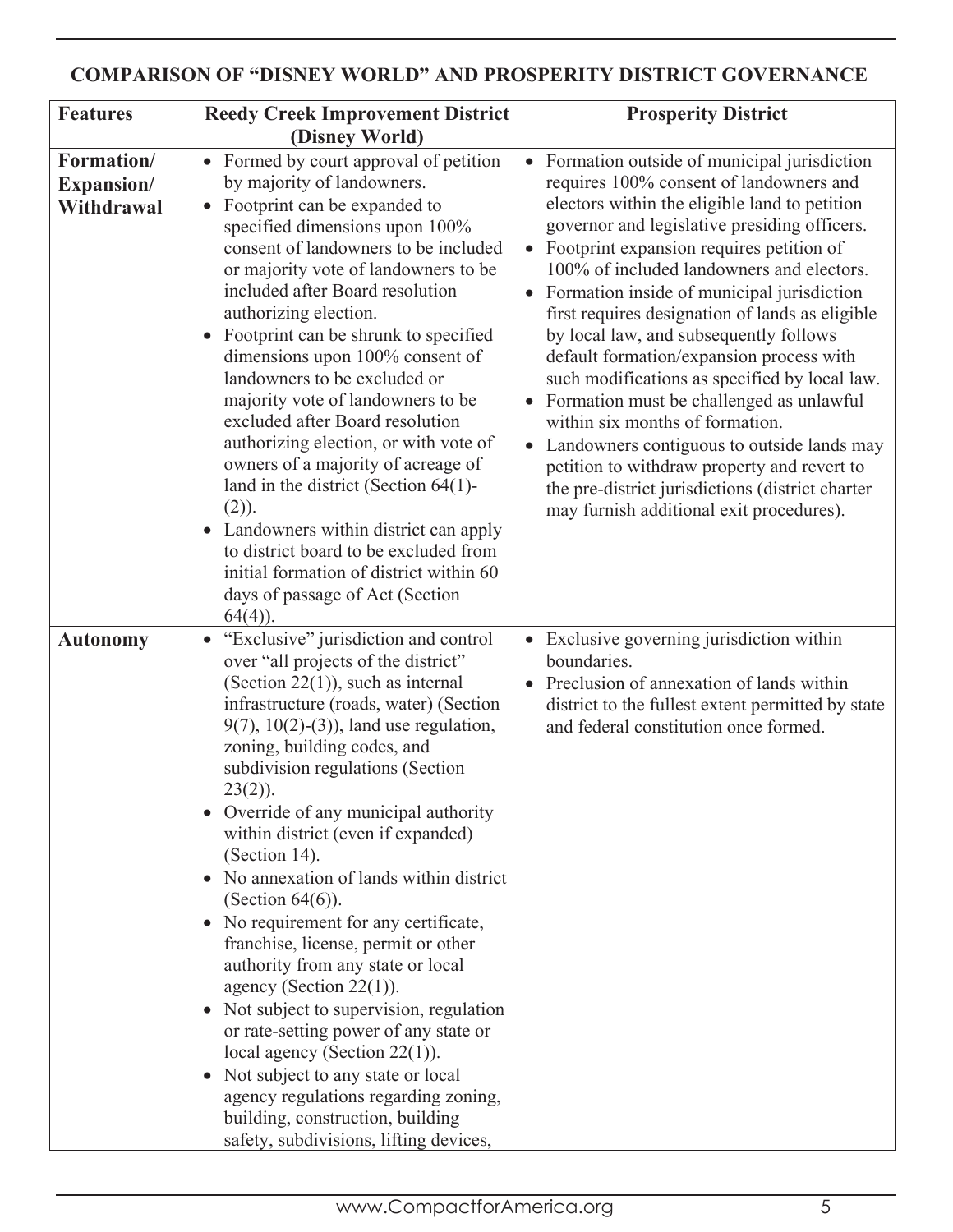**COMPARISON OF "DISNEY WORLD" AND PROSPERITY DISTRICT GOVERNANCE**

| Features | Reedy Creek Improvement District (Disney World) | Prosperity District |
|---|---|---|
| **Formation/ Expansion/ Withdrawal** | • Formed by court approval of petition by majority of landowners.<br>• Footprint can be expanded to specified dimensions upon 100% consent of landowners to be included or majority vote of landowners to be included after Board resolution authorizing election.<br>• Footprint can be shrunk to specified dimensions upon 100% consent of landowners to be excluded or majority vote of landowners to be excluded after Board resolution authorizing election, or with vote of owners of a majority of acreage of land in the district (Section 64(1)-(2)).<br>• Landowners within district can apply to district board to be excluded from initial formation of district within 60 days of passage of Act (Section 64(4)). | • Formation outside of municipal jurisdiction requires 100% consent of landowners and electors within the eligible land to petition governor and legislative presiding officers.<br>• Footprint expansion requires petition of 100% of included landowners and electors.<br>• Formation inside of municipal jurisdiction first requires designation of lands as eligible by local law, and subsequently follows default formation/expansion process with such modifications as specified by local law.<br>• Formation must be challenged as unlawful within six months of formation.<br>• Landowners contiguous to outside lands may petition to withdraw property and revert to the pre-district jurisdictions (district charter may furnish additional exit procedures). |
| **Autonomy** | • "Exclusive" jurisdiction and control over "all projects of the district" (Section 22(1)), such as internal infrastructure (roads, water) (Section 9(7), 10(2)-(3)), land use regulation, zoning, building codes, and subdivision regulations (Section 23(2)).<br>• Override of any municipal authority within district (even if expanded) (Section 14).<br>• No annexation of lands within district (Section 64(6)).<br>• No requirement for any certificate, franchise, license, permit or other authority from any state or local agency (Section 22(1)).<br>• Not subject to supervision, regulation or rate-setting power of any state or local agency (Section 22(1)).<br>• Not subject to any state or local agency regulations regarding zoning, building, construction, building safety, subdivisions, lifting devices, | • Exclusive governing jurisdiction within boundaries.<br>• Preclusion of annexation of lands within district to the fullest extent permitted by state and federal constitution once formed. |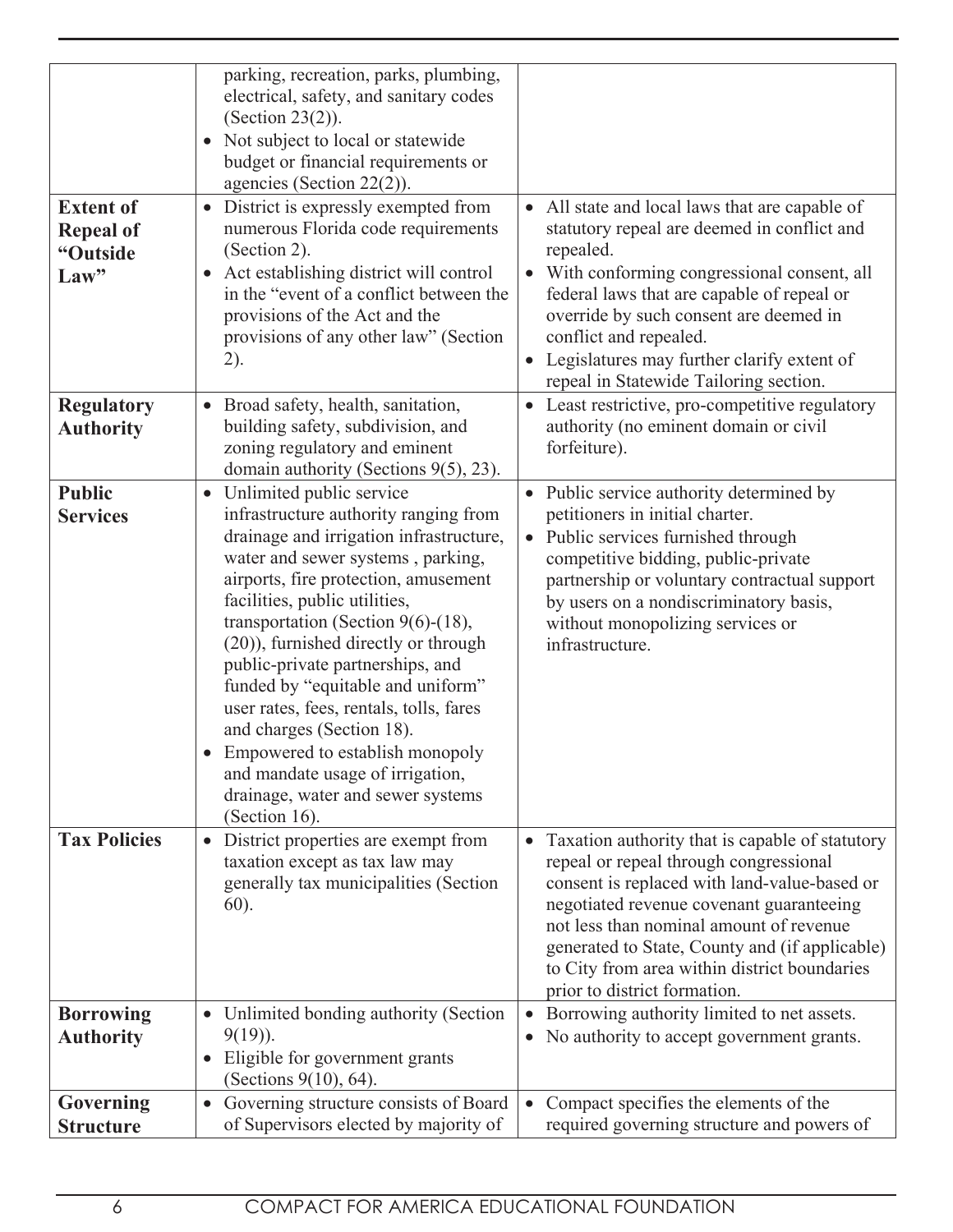| | | |
|---|---|---|
| | parking, recreation, parks, plumbing, electrical, safety, and sanitary codes (Section 23(2)).<br>• Not subject to local or statewide budget or financial requirements or agencies (Section 22(2)). | |
| **Extent of Repeal of "Outside Law"** | • District is expressly exempted from numerous Florida code requirements (Section 2).<br>• Act establishing district will control in the "event of a conflict between the provisions of the Act and the provisions of any other law" (Section 2). | • All state and local laws that are capable of statutory repeal are deemed in conflict and repealed.<br>• With conforming congressional consent, all federal laws that are capable of repeal or override by such consent are deemed in conflict and repealed.<br>• Legislatures may further clarify extent of repeal in Statewide Tailoring section. |
| **Regulatory Authority** | • Broad safety, health, sanitation, building safety, subdivision, and zoning regulatory and eminent domain authority (Sections 9(5), 23). | • Least restrictive, pro-competitive regulatory authority (no eminent domain or civil forfeiture). |
| **Public Services** | • Unlimited public service infrastructure authority ranging from drainage and irrigation infrastructure, water and sewer systems , parking, airports, fire protection, amusement facilities, public utilities, transportation (Section 9(6)-(18), (20)), furnished directly or through public-private partnerships, and funded by "equitable and uniform" user rates, fees, rentals, tolls, fares and charges (Section 18).<br>• Empowered to establish monopoly and mandate usage of irrigation, drainage, water and sewer systems (Section 16). | • Public service authority determined by petitioners in initial charter.<br>• Public services furnished through competitive bidding, public-private partnership or voluntary contractual support by users on a nondiscriminatory basis, without monopolizing services or infrastructure. |
| **Tax Policies** | • District properties are exempt from taxation except as tax law may generally tax municipalities (Section 60). | • Taxation authority that is capable of statutory repeal or repeal through congressional consent is replaced with land-value-based or negotiated revenue covenant guaranteeing not less than nominal amount of revenue generated to State, County and (if applicable) to City from area within district boundaries prior to district formation. |
| **Borrowing Authority** | • Unlimited bonding authority (Section 9(19)).<br>• Eligible for government grants (Sections 9(10), 64). | • Borrowing authority limited to net assets.<br>• No authority to accept government grants. |
| **Governing Structure** | • Governing structure consists of Board of Supervisors elected by majority of | • Compact specifies the elements of the required governing structure and powers of |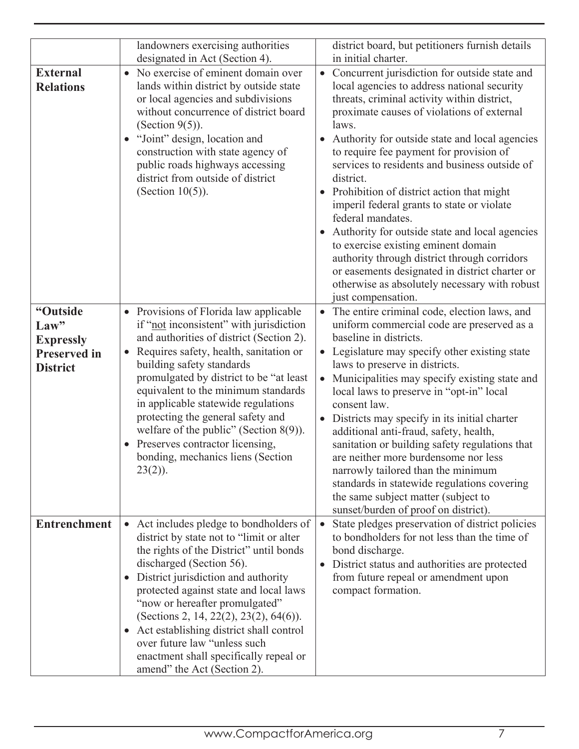| | | |
|---|---|---|
| | landowners exercising authorities designated in Act (Section 4). | district board, but petitioners furnish details in initial charter. |
| **External Relations** | • No exercise of eminent domain over lands within district by outside state or local agencies and subdivisions without concurrence of district board (Section 9(5)).<br>• "Joint" design, location and construction with state agency of public roads highways accessing district from outside of district (Section 10(5)). | • Concurrent jurisdiction for outside state and local agencies to address national security threats, criminal activity within district, proximate causes of violations of external laws.<br>• Authority for outside state and local agencies to require fee payment for provision of services to residents and business outside of district.<br>• Prohibition of district action that might imperil federal grants to state or violate federal mandates.<br>• Authority for outside state and local agencies to exercise existing eminent domain authority through district through corridors or easements designated in district charter or otherwise as absolutely necessary with robust just compensation. |
| **"Outside Law" Expressly Preserved in District** | • Provisions of Florida law applicable if "not inconsistent" with jurisdiction and authorities of district (Section 2).<br>• Requires safety, health, sanitation or building safety standards promulgated by district to be "at least equivalent to the minimum standards in applicable statewide regulations protecting the general safety and welfare of the public" (Section 8(9)).<br>• Preserves contractor licensing, bonding, mechanics liens (Section 23(2)). | • The entire criminal code, election laws, and uniform commercial code are preserved as a baseline in districts.<br>• Legislature may specify other existing state laws to preserve in districts.<br>• Municipalities may specify existing state and local laws to preserve in "opt-in" local consent law.<br>• Districts may specify in its initial charter additional anti-fraud, safety, health, sanitation or building safety regulations that are neither more burdensome nor less narrowly tailored than the minimum standards in statewide regulations covering the same subject matter (subject to sunset/burden of proof on district). |
| **Entrenchment** | • Act includes pledge to bondholders of district by state not to "limit or alter the rights of the District" until bonds discharged (Section 56).<br>• District jurisdiction and authority protected against state and local laws "now or hereafter promulgated" (Sections 2, 14, 22(2), 23(2), 64(6)).<br>• Act establishing district shall control over future law "unless such enactment shall specifically repeal or amend" the Act (Section 2). | • State pledges preservation of district policies to bondholders for not less than the time of bond discharge.<br>• District status and authorities are protected from future repeal or amendment upon compact formation. |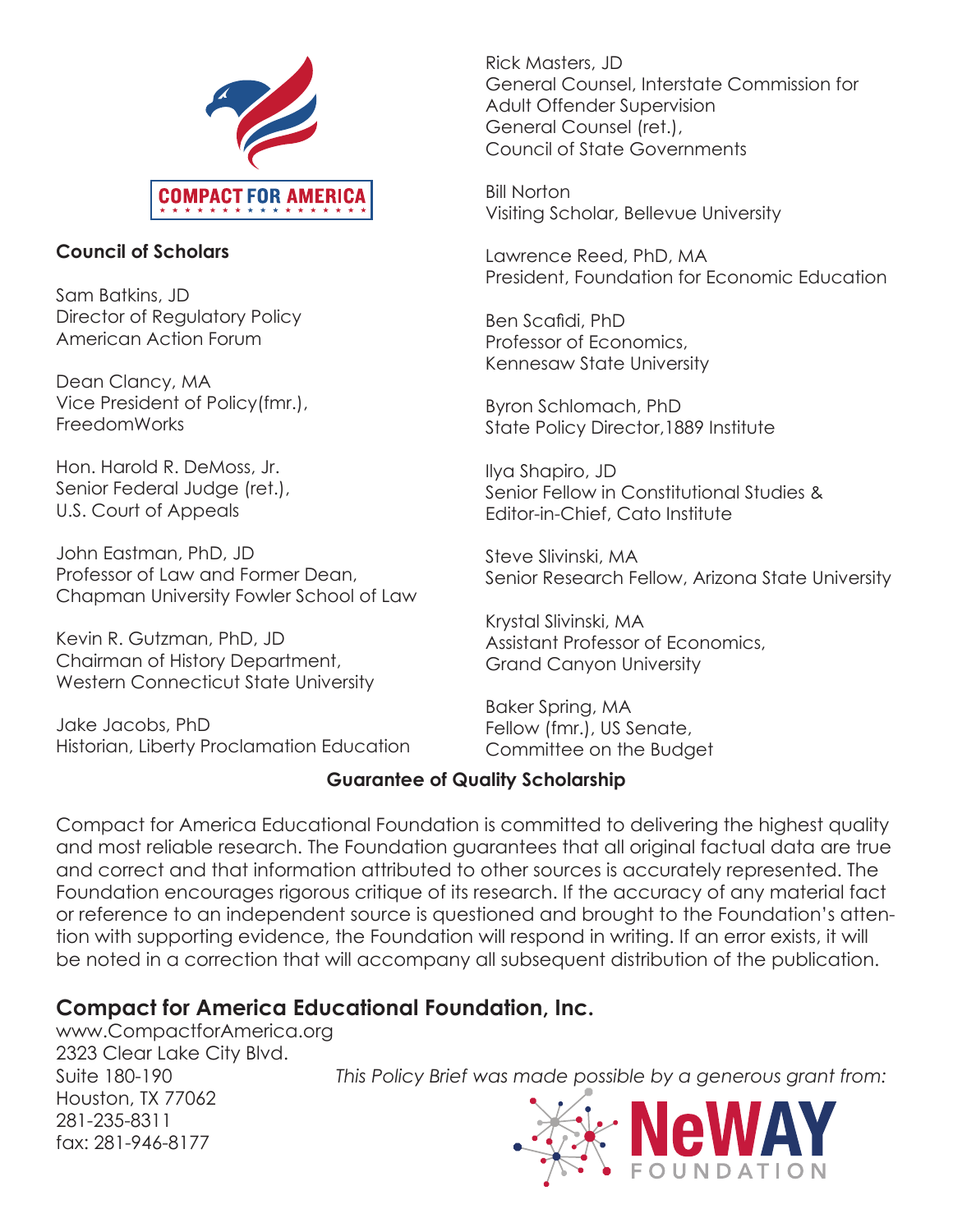COMPACT FOR AMERICA

**Council of Scholars**

Sam Batkins, JD
Director of Regulatory Policy
American Action Forum

Dean Clancy, MA
Vice President of Policy(fmr.),
FreedomWorks

Hon. Harold R. DeMoss, Jr.
Senior Federal Judge (ret.),
U.S. Court of Appeals

John Eastman, PhD, JD
Professor of Law and Former Dean,
Chapman University Fowler School of Law

Kevin R. Gutzman, PhD, JD
Chairman of History Department,
Western Connecticut State University

Jake Jacobs, PhD
Historian, Liberty Proclamation Education

Rick Masters, JD
General Counsel, Interstate Commission for
Adult Offender Supervision
General Counsel (ret.),
Council of State Governments

Bill Norton
Visiting Scholar, Bellevue University

Lawrence Reed, PhD, MA
President, Foundation for Economic Education

Ben Scafidi, PhD
Professor of Economics,
Kennesaw State University

Byron Schlomach, PhD
State Policy Director,1889 Institute

Ilya Shapiro, JD
Senior Fellow in Constitutional Studies &
Editor-in-Chief, Cato Institute

Steve Slivinski, MA
Senior Research Fellow, Arizona State University

Krystal Slivinski, MA
Assistant Professor of Economics,
Grand Canyon University

Baker Spring, MA
Fellow (fmr.), US Senate,
Committee on the Budget

**Guarantee of Quality Scholarship**

Compact for America Educational Foundation is committed to delivering the highest quality and most reliable research. The Foundation guarantees that all original factual data are true and correct and that information attributed to other sources is accurately represented. The Foundation encourages rigorous critique of its research. If the accuracy of any material fact or reference to an independent source is questioned and brought to the Foundation's attention with supporting evidence, the Foundation will respond in writing. If an error exists, it will be noted in a correction that will accompany all subsequent distribution of the publication.

## Compact for America Educational Foundation, Inc.

www.CompactforAmerica.org
2323 Clear Lake City Blvd.
Suite 180-190
Houston, TX 77062
281-235-8311
fax: 281-946-8177

*This Policy Brief was made possible by a generous grant from:*

NeWAY FOUNDATION